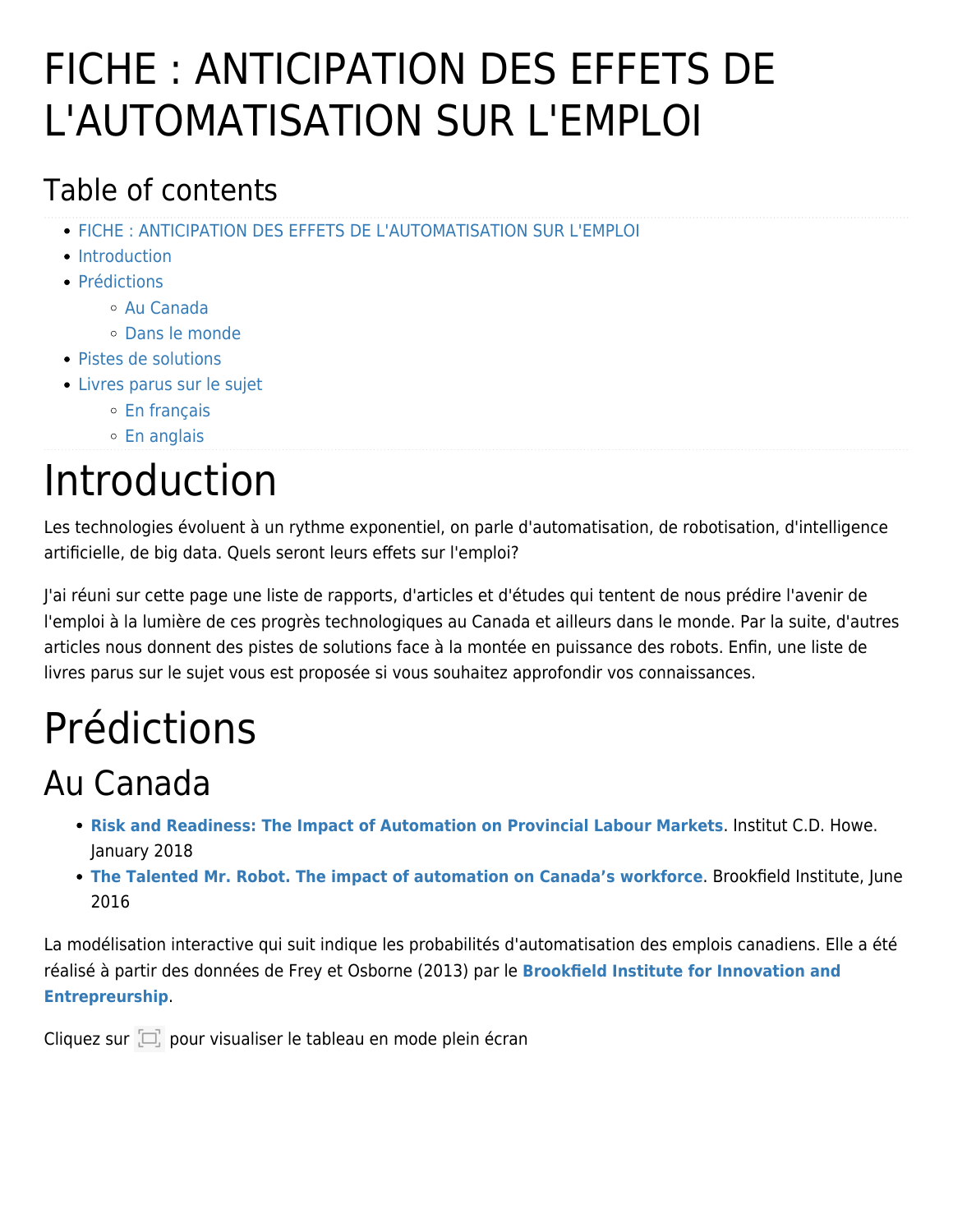# FICHE : ANTICIPATION DES EFFETS DE L'AUTOMATISATION SUR L'EMPLOI

## Table of contents

- FICHE : ANTICIPATION DES EFFETS DE L'AUTOMATISATION SUR L'EMPLOI
- Introduction
- Prédictions
  - Au Canada
  - Dans le monde
- Pistes de solutions
- Livres parus sur le sujet
  - En français
  - En anglais

# Introduction

Les technologies évoluent à un rythme exponentiel, on parle d'automatisation, de robotisation, d'intelligence artificielle, de big data. Quels seront leurs effets sur l'emploi?

J'ai réuni sur cette page une liste de rapports, d'articles et d'études qui tentent de nous prédire l'avenir de l'emploi à la lumière de ces progrès technologiques au Canada et ailleurs dans le monde. Par la suite, d'autres articles nous donnent des pistes de solutions face à la montée en puissance des robots. Enfin, une liste de livres parus sur le sujet vous est proposée si vous souhaitez approfondir vos connaissances.

# Prédictions

## Au Canada

- **Risk and Readiness: The Impact of Automation on Provincial Labour Markets**. Institut C.D. Howe. January 2018
- **The Talented Mr. Robot. The impact of automation on Canada's workforce**. Brookfield Institute, June 2016

La modélisation interactive qui suit indique les probabilités d'automatisation des emplois canadiens. Elle a été réalisé à partir des données de Frey et Osborne (2013) par le **Brookfield Institute for Innovation and Entrepreurship**.

Cliquez sur [ ] pour visualiser le tableau en mode plein écran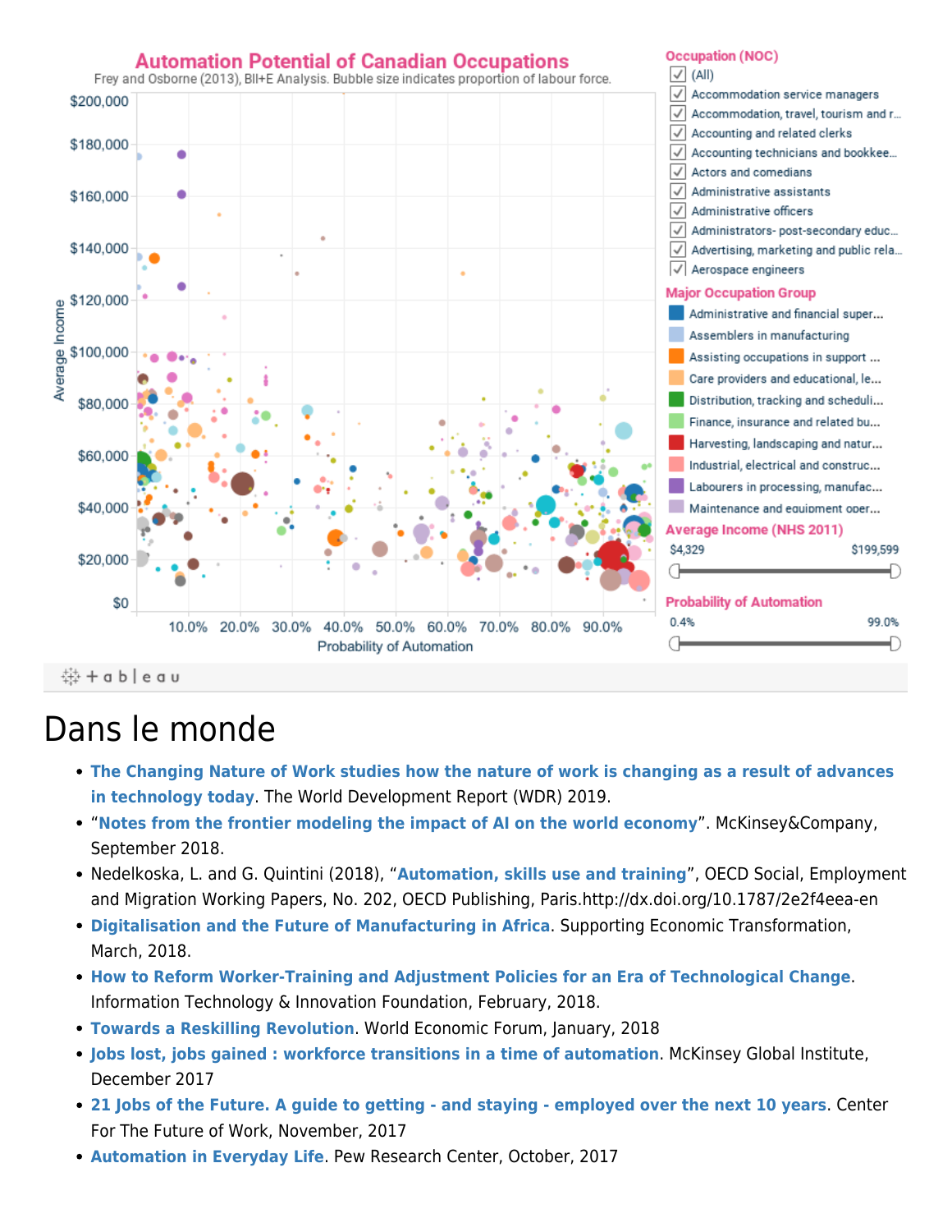**Automation Potential of Canadian Occupations**

Frey and Osborne (2013), BII+E Analysis. Bubble size indicates proportion of labour force.

Occupation (NOC)
- (All)
- Accommodation service managers
- Accommodation, travel, tourism and r...
- Accounting and related clerks
- Accounting technicians and bookkee...
- Actors and comedians
- Administrative assistants
- Administrative officers
- Administrators- post-secondary educ...
- Advertising, marketing and public rela...
- Aerospace engineers

Major Occupation Group
- Administrative and financial super...
- Assemblers in manufacturing
- Assisting occupations in support ...
- Care providers and educational, le...
- Distribution, tracking and scheduli...
- Finance, insurance and related bu...
- Harvesting, landscaping and natur...
- Industrial, electrical and construc...
- Labourers in processing, manufac...
- Maintenance and equipment oper...

Average Income (NHS 2011): $4,329 – $199,599

Probability of Automation: 0.4% – 99.0%

# Dans le monde

- **The Changing Nature of Work studies how the nature of work is changing as a result of advances in technology today**. The World Development Report (WDR) 2019.
- "**Notes from the frontier modeling the impact of AI on the world economy**". McKinsey&Company, September 2018.
- Nedelkoska, L. and G. Quintini (2018), "**Automation, skills use and training**", OECD Social, Employment and Migration Working Papers, No. 202, OECD Publishing, Paris.http://dx.doi.org/10.1787/2e2f4eea-en
- **Digitalisation and the Future of Manufacturing in Africa**. Supporting Economic Transformation, March, 2018.
- **How to Reform Worker-Training and Adjustment Policies for an Era of Technological Change**. Information Technology & Innovation Foundation, February, 2018.
- **Towards a Reskilling Revolution**. World Economic Forum, January, 2018
- **Jobs lost, jobs gained : workforce transitions in a time of automation**. McKinsey Global Institute, December 2017
- **21 Jobs of the Future. A guide to getting - and staying - employed over the next 10 years**. Center For The Future of Work, November, 2017
- **Automation in Everyday Life**. Pew Research Center, October, 2017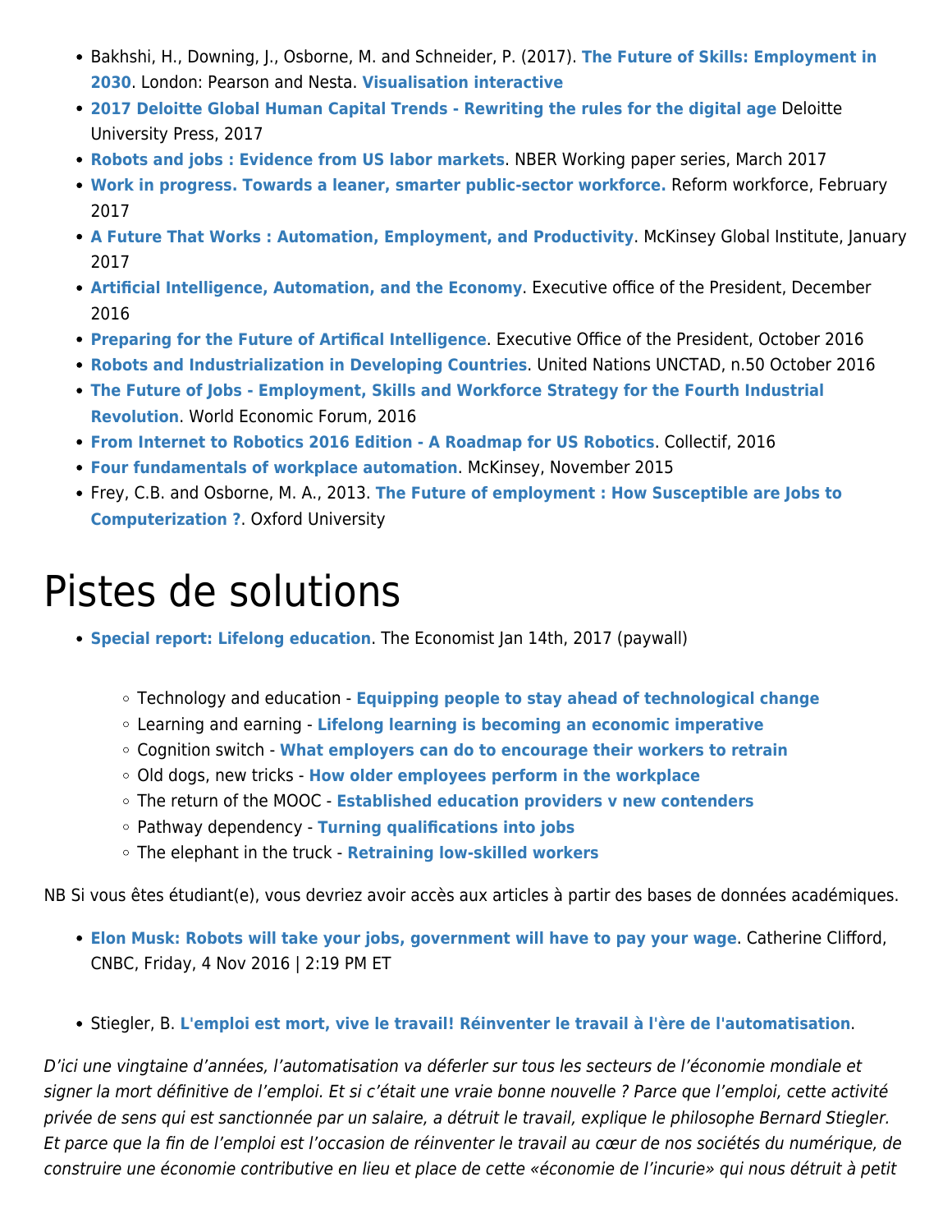- Bakhshi, H., Downing, J., Osborne, M. and Schneider, P. (2017). **The Future of Skills: Employment in 2030**. London: Pearson and Nesta. **Visualisation interactive**
- **2017 Deloitte Global Human Capital Trends - Rewriting the rules for the digital age** Deloitte University Press, 2017
- **Robots and jobs : Evidence from US labor markets**. NBER Working paper series, March 2017
- **Work in progress. Towards a leaner, smarter public-sector workforce.** Reform workforce, February 2017
- **A Future That Works : Automation, Employment, and Productivity**. McKinsey Global Institute, January 2017
- **Artificial Intelligence, Automation, and the Economy**. Executive office of the President, December 2016
- **Preparing for the Future of Artifical Intelligence**. Executive Office of the President, October 2016
- **Robots and Industrialization in Developing Countries**. United Nations UNCTAD, n.50 October 2016
- **The Future of Jobs - Employment, Skills and Workforce Strategy for the Fourth Industrial Revolution**. World Economic Forum, 2016
- **From Internet to Robotics 2016 Edition - A Roadmap for US Robotics**. Collectif, 2016
- **Four fundamentals of workplace automation**. McKinsey, November 2015
- Frey, C.B. and Osborne, M. A., 2013. **The Future of employment : How Susceptible are Jobs to Computerization ?**. Oxford University

# Pistes de solutions

- **Special report: Lifelong education**. The Economist Jan 14th, 2017 (paywall)
    - Technology and education - **Equipping people to stay ahead of technological change**
    - Learning and earning - **Lifelong learning is becoming an economic imperative**
    - Cognition switch - **What employers can do to encourage their workers to retrain**
    - Old dogs, new tricks - **How older employees perform in the workplace**
    - The return of the MOOC - **Established education providers v new contenders**
    - Pathway dependency - **Turning qualifications into jobs**
    - The elephant in the truck - **Retraining low-skilled workers**

NB Si vous êtes étudiant(e), vous devriez avoir accès aux articles à partir des bases de données académiques.

- **Elon Musk: Robots will take your jobs, government will have to pay your wage**. Catherine Clifford, CNBC, Friday, 4 Nov 2016 | 2:19 PM ET

- Stiegler, B. **L'emploi est mort, vive le travail! Réinventer le travail à l'ère de l'automatisation**.

*D'ici une vingtaine d'années, l'automatisation va déferler sur tous les secteurs de l'économie mondiale et signer la mort définitive de l'emploi. Et si c'était une vraie bonne nouvelle ? Parce que l'emploi, cette activité privée de sens qui est sanctionnée par un salaire, a détruit le travail, explique le philosophe Bernard Stiegler. Et parce que la fin de l'emploi est l'occasion de réinventer le travail au cœur de nos sociétés du numérique, de construire une économie contributive en lieu et place de cette «économie de l'incurie» qui nous détruit à petit*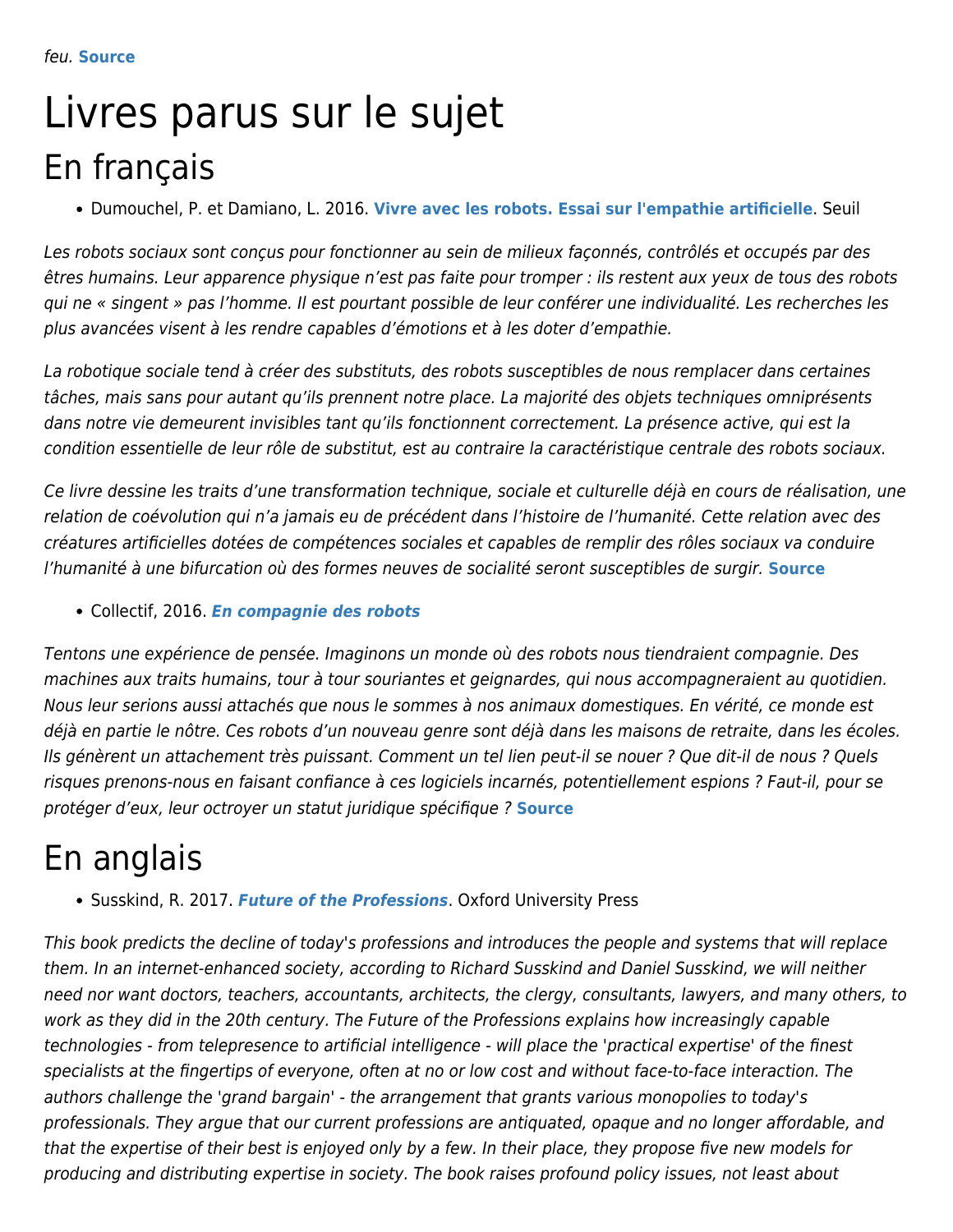*feu.* **Source**

# Livres parus sur le sujet

## En français

- Dumouchel, P. et Damiano, L. 2016. **Vivre avec les robots. Essai sur l'empathie artificielle**. Seuil

*Les robots sociaux sont conçus pour fonctionner au sein de milieux façonnés, contrôlés et occupés par des êtres humains. Leur apparence physique n'est pas faite pour tromper : ils restent aux yeux de tous des robots qui ne « singent » pas l'homme. Il est pourtant possible de leur conférer une individualité. Les recherches les plus avancées visent à les rendre capables d'émotions et à les doter d'empathie.*

*La robotique sociale tend à créer des substituts, des robots susceptibles de nous remplacer dans certaines tâches, mais sans pour autant qu'ils prennent notre place. La majorité des objets techniques omniprésents dans notre vie demeurent invisibles tant qu'ils fonctionnent correctement. La présence active, qui est la condition essentielle de leur rôle de substitut, est au contraire la caractéristique centrale des robots sociaux.*

*Ce livre dessine les traits d'une transformation technique, sociale et culturelle déjà en cours de réalisation, une relation de coévolution qui n'a jamais eu de précédent dans l'histoire de l'humanité. Cette relation avec des créatures artificielles dotées de compétences sociales et capables de remplir des rôles sociaux va conduire l'humanité à une bifurcation où des formes neuves de socialité seront susceptibles de surgir.* **Source**

- Collectif, 2016. ***En compagnie des robots***

*Tentons une expérience de pensée. Imaginons un monde où des robots nous tiendraient compagnie. Des machines aux traits humains, tour à tour souriantes et geignardes, qui nous accompagneraient au quotidien. Nous leur serions aussi attachés que nous le sommes à nos animaux domestiques. En vérité, ce monde est déjà en partie le nôtre. Ces robots d'un nouveau genre sont déjà dans les maisons de retraite, dans les écoles. Ils génèrent un attachement très puissant. Comment un tel lien peut-il se nouer ? Que dit-il de nous ? Quels risques prenons-nous en faisant confiance à ces logiciels incarnés, potentiellement espions ? Faut-il, pour se protéger d'eux, leur octroyer un statut juridique spécifique ?* **Source**

## En anglais

- Susskind, R. 2017. ***Future of the Professions***. Oxford University Press

*This book predicts the decline of today's professions and introduces the people and systems that will replace them. In an internet-enhanced society, according to Richard Susskind and Daniel Susskind, we will neither need nor want doctors, teachers, accountants, architects, the clergy, consultants, lawyers, and many others, to work as they did in the 20th century. The Future of the Professions explains how increasingly capable technologies - from telepresence to artificial intelligence - will place the 'practical expertise' of the finest specialists at the fingertips of everyone, often at no or low cost and without face-to-face interaction. The authors challenge the 'grand bargain' - the arrangement that grants various monopolies to today's professionals. They argue that our current professions are antiquated, opaque and no longer affordable, and that the expertise of their best is enjoyed only by a few. In their place, they propose five new models for producing and distributing expertise in society. The book raises profound policy issues, not least about*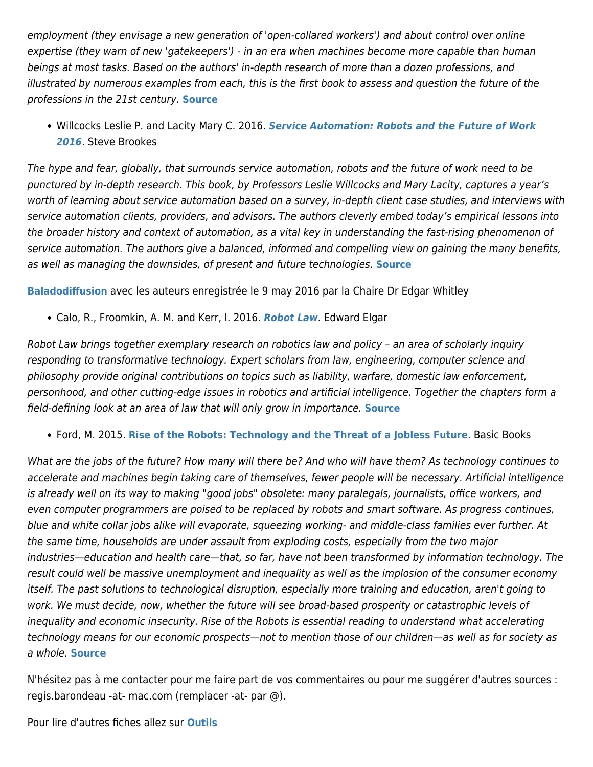*employment (they envisage a new generation of 'open-collared workers') and about control over online expertise (they warn of new 'gatekeepers') - in an era when machines become more capable than human beings at most tasks. Based on the authors' in-depth research of more than a dozen professions, and illustrated by numerous examples from each, this is the first book to assess and question the future of the professions in the 21st century.* **Source**

- Willcocks Leslie P. and Lacity Mary C. 2016. ***Service Automation: Robots and the Future of Work 2016***. Steve Brookes

*The hype and fear, globally, that surrounds service automation, robots and the future of work need to be punctured by in-depth research. This book, by Professors Leslie Willcocks and Mary Lacity, captures a year's worth of learning about service automation based on a survey, in-depth client case studies, and interviews with service automation clients, providers, and advisors. The authors cleverly embed today's empirical lessons into the broader history and context of automation, as a vital key in understanding the fast-rising phenomenon of service automation. The authors give a balanced, informed and compelling view on gaining the many benefits, as well as managing the downsides, of present and future technologies.* **Source**

**Baladodiffusion** avec les auteurs enregistrée le 9 may 2016 par la Chaire Dr Edgar Whitley

- Calo, R., Froomkin, A. M. and Kerr, I. 2016. ***Robot Law***. Edward Elgar

*Robot Law brings together exemplary research on robotics law and policy – an area of scholarly inquiry responding to transformative technology. Expert scholars from law, engineering, computer science and philosophy provide original contributions on topics such as liability, warfare, domestic law enforcement, personhood, and other cutting-edge issues in robotics and artificial intelligence. Together the chapters form a field-defining look at an area of law that will only grow in importance.* **Source**

- Ford, M. 2015. **Rise of the Robots: Technology and the Threat of a Jobless Future**. Basic Books

*What are the jobs of the future? How many will there be? And who will have them? As technology continues to accelerate and machines begin taking care of themselves, fewer people will be necessary. Artificial intelligence is already well on its way to making "good jobs" obsolete: many paralegals, journalists, office workers, and even computer programmers are poised to be replaced by robots and smart software. As progress continues, blue and white collar jobs alike will evaporate, squeezing working- and middle-class families ever further. At the same time, households are under assault from exploding costs, especially from the two major industries—education and health care—that, so far, have not been transformed by information technology. The result could well be massive unemployment and inequality as well as the implosion of the consumer economy itself. The past solutions to technological disruption, especially more training and education, aren't going to work. We must decide, now, whether the future will see broad-based prosperity or catastrophic levels of inequality and economic insecurity. Rise of the Robots is essential reading to understand what accelerating technology means for our economic prospects—not to mention those of our children—as well as for society as a whole.* **Source**

N'hésitez pas à me contacter pour me faire part de vos commentaires ou pour me suggérer d'autres sources : regis.barondeau -at- mac.com (remplacer -at- par @).

Pour lire d'autres fiches allez sur **Outils**